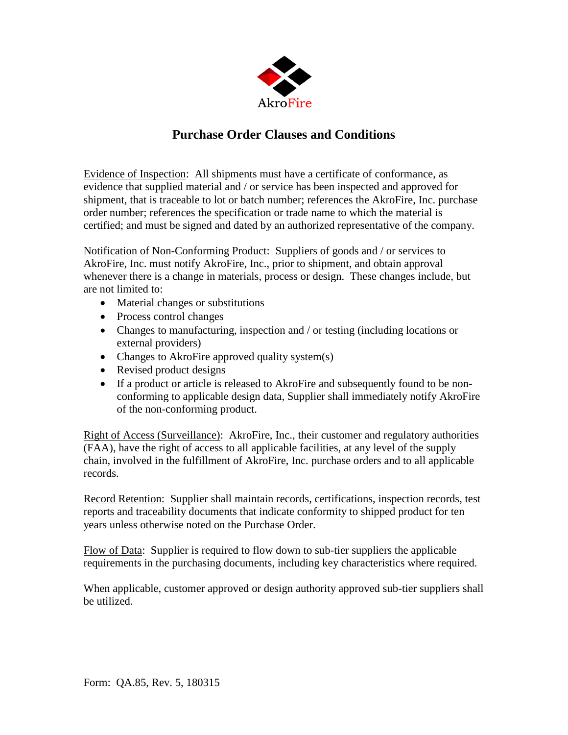AkroFire

# Purchase Order Clauses and Conditions

Evidence of Inspection: All shipments must have a certificate of conformance, as evidence that supplied material and / or service has been inspected and approved for shipment, that is traceable to lot or batch number; references the AkroFire, Inc. purchase order number; references the specification or trade name to which the material is certified; and must be signed and dated by an authorized representative of the company.

Notification of Non-Conforming Product: Suppliers of goods and / or services to AkroFire, Inc. must notify AkroFire, Inc., prior to shipment, and obtain approval whenever there is a change in materials, process or design. These changes include, but are not limited to:

- Material changes or substitutions
- Process control changes
- Changes to manufacturing, inspection and / or testing (including locations or external providers)
- Changes to AkroFire approved quality system(s)
- Revised product designs
- If a product or article is released to AkroFire and subsequently found to be non-conforming to applicable design data, Supplier shall immediately notify AkroFire of the non-conforming product.

Right of Access (Surveillance): AkroFire, Inc., their customer and regulatory authorities (FAA), have the right of access to all applicable facilities, at any level of the supply chain, involved in the fulfillment of AkroFire, Inc. purchase orders and to all applicable records.

Record Retention: Supplier shall maintain records, certifications, inspection records, test reports and traceability documents that indicate conformity to shipped product for ten years unless otherwise noted on the Purchase Order.

Flow of Data: Supplier is required to flow down to sub-tier suppliers the applicable requirements in the purchasing documents, including key characteristics where required.

When applicable, customer approved or design authority approved sub-tier suppliers shall be utilized.

Form: QA.85, Rev. 5, 180315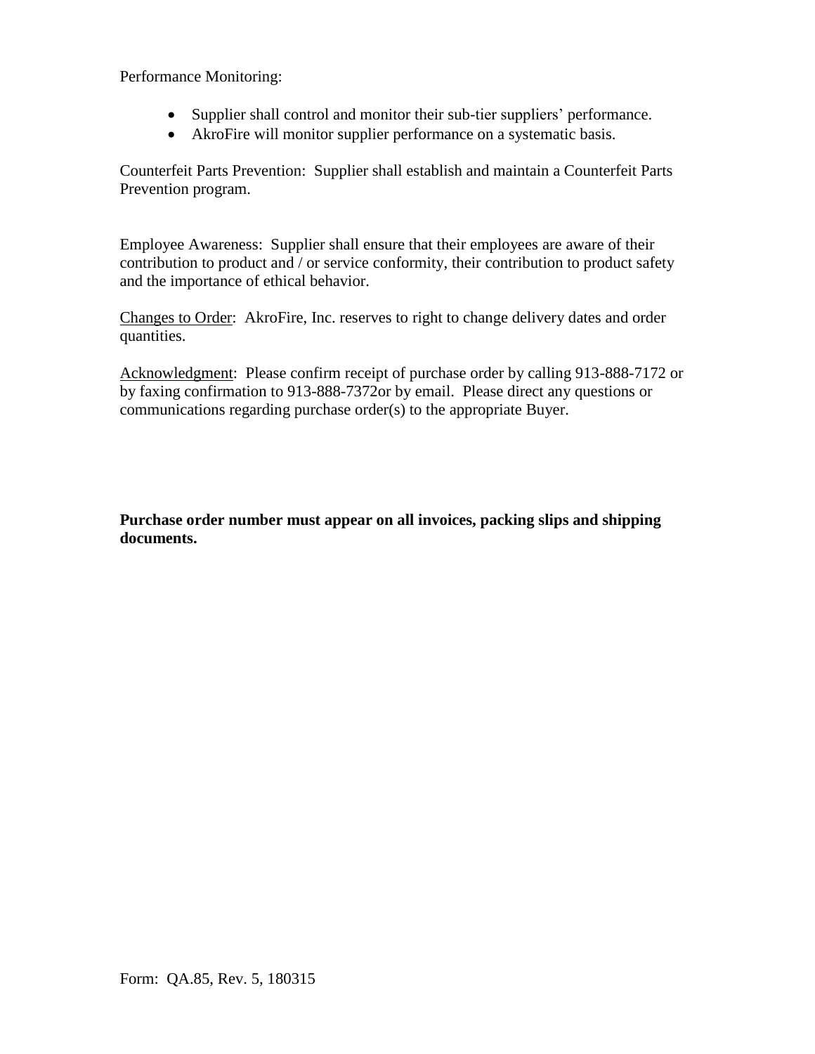Performance Monitoring:

- Supplier shall control and monitor their sub-tier suppliers' performance.
- AkroFire will monitor supplier performance on a systematic basis.

Counterfeit Parts Prevention: Supplier shall establish and maintain a Counterfeit Parts Prevention program.

Employee Awareness: Supplier shall ensure that their employees are aware of their contribution to product and / or service conformity, their contribution to product safety and the importance of ethical behavior.

Changes to Order: AkroFire, Inc. reserves to right to change delivery dates and order quantities.

Acknowledgment: Please confirm receipt of purchase order by calling 913-888-7172 or by faxing confirmation to 913-888-7372or by email. Please direct any questions or communications regarding purchase order(s) to the appropriate Buyer.

**Purchase order number must appear on all invoices, packing slips and shipping documents.**

Form: QA.85, Rev. 5, 180315